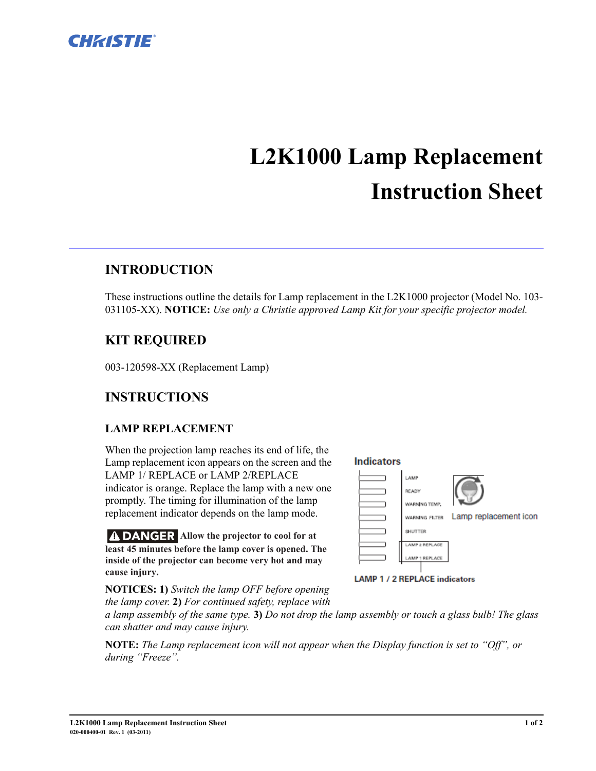# L2K1000 Lamp Replacement Instruction Sheet

## INTRODUCTION

These instructions outline the details for Lamp replacement in the L2K1000 projector (Model No. 103-031105-XX). **NOTICE:** *Use only a Christie approved Lamp Kit for your specific projector model.*

## KIT REQUIRED

003-120598-XX (Replacement Lamp)

## INSTRUCTIONS

### LAMP REPLACEMENT

When the projection lamp reaches its end of life, the Lamp replacement icon appears on the screen and the LAMP 1/ REPLACE or LAMP 2/REPLACE indicator is orange. Replace the lamp with a new one promptly. The timing for illumination of the lamp replacement indicator depends on the lamp mode.

Indicators

LAMP
READY
WARNING TEMP.
WARNING FILTER
SHUTTER
LAMP 2 REPLACE
LAMP 1 REPLACE

Lamp replacement icon

LAMP 1 / 2 REPLACE indicators

**DANGER** **Allow the projector to cool for at least 45 minutes before the lamp cover is opened. The inside of the projector can become very hot and may cause injury.**

**NOTICES: 1)** *Switch the lamp OFF before opening the lamp cover.* **2)** *For continued safety, replace with a lamp assembly of the same type.* **3)** *Do not drop the lamp assembly or touch a glass bulb! The glass can shatter and may cause injury.*

**NOTE:** *The Lamp replacement icon will not appear when the Display function is set to "Off", or during "Freeze".*

L2K1000 Lamp Replacement Instruction Sheet
020-000400-01 Rev. 1 (03-2011)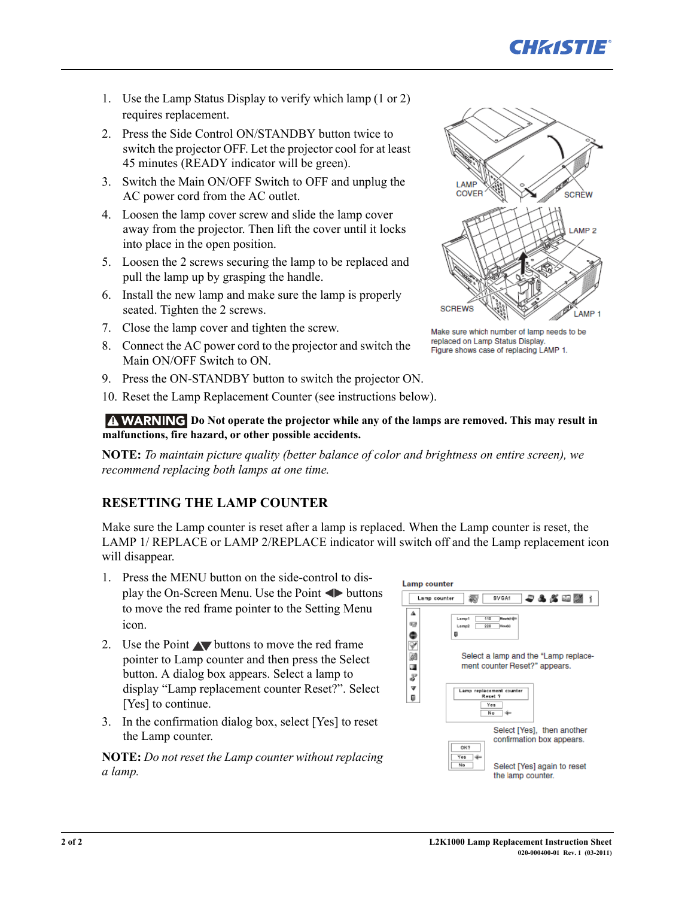1. Use the Lamp Status Display to verify which lamp (1 or 2) requires replacement.
2. Press the Side Control ON/STANDBY button twice to switch the projector OFF. Let the projector cool for at least 45 minutes (READY indicator will be green).
3. Switch the Main ON/OFF Switch to OFF and unplug the AC power cord from the AC outlet.
4. Loosen the lamp cover screw and slide the lamp cover away from the projector. Then lift the cover until it locks into place in the open position.
5. Loosen the 2 screws securing the lamp to be replaced and pull the lamp up by grasping the handle.
6. Install the new lamp and make sure the lamp is properly seated. Tighten the 2 screws.
7. Close the lamp cover and tighten the screw.
8. Connect the AC power cord to the projector and switch the Main ON/OFF Switch to ON.
9. Press the ON-STANDBY button to switch the projector ON.
10. Reset the Lamp Replacement Counter (see instructions below).

LAMP COVER
SCREW
LAMP 2
SCREWS
LAMP 1

Make sure which number of lamp needs to be replaced on Lamp Status Display. Figure shows case of replacing LAMP 1.

**⚠ WARNING Do Not operate the projector while any of the lamps are removed. This may result in malfunctions, fire hazard, or other possible accidents.**

**NOTE:** *To maintain picture quality (better balance of color and brightness on entire screen), we recommend replacing both lamps at one time.*

## RESETTING THE LAMP COUNTER

Make sure the Lamp counter is reset after a lamp is replaced. When the Lamp counter is reset, the LAMP 1/ REPLACE or LAMP 2/REPLACE indicator will switch off and the Lamp replacement icon will disappear.

1. Press the MENU button on the side-control to display the On-Screen Menu. Use the Point ◀▶ buttons to move the red frame pointer to the Setting Menu icon.
2. Use the Point ▲▼ buttons to move the red frame pointer to Lamp counter and then press the Select button. A dialog box appears. Select a lamp to display "Lamp replacement counter Reset?". Select [Yes] to continue.
3. In the confirmation dialog box, select [Yes] to reset the Lamp counter.

**NOTE:** *Do not reset the Lamp counter without replacing a lamp.*

Lamp counter

Select a lamp and the "Lamp replacement counter Reset?" appears.

Select [Yes], then another confirmation box appears.

Select [Yes] again to reset the lamp counter.